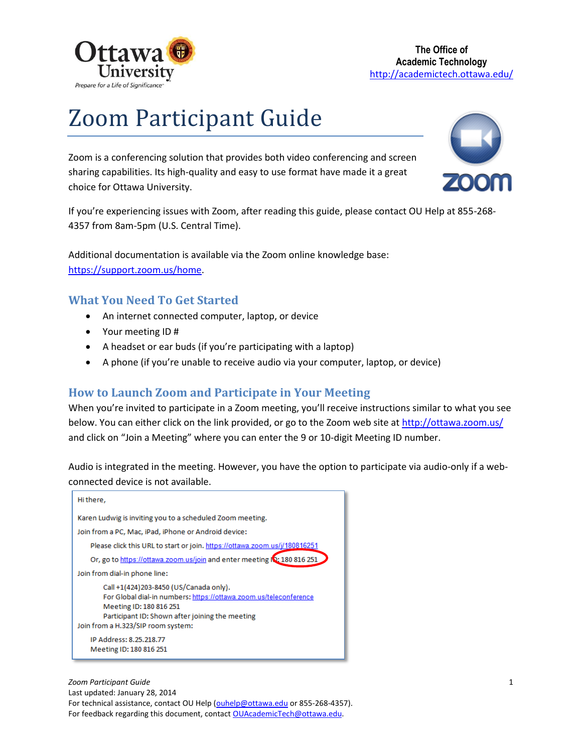The Office of
Academic Technology
http://academictech.ottawa.edu/

# Zoom Participant Guide

Zoom is a conferencing solution that provides both video conferencing and screen sharing capabilities. Its high-quality and easy to use format have made it a great choice for Ottawa University.

If you're experiencing issues with Zoom, after reading this guide, please contact OU Help at 855-268-4357 from 8am-5pm (U.S. Central Time).

Additional documentation is available via the Zoom online knowledge base: https://support.zoom.us/home.

## What You Need To Get Started

- An internet connected computer, laptop, or device
- Your meeting ID #
- A headset or ear buds (if you're participating with a laptop)
- A phone (if you're unable to receive audio via your computer, laptop, or device)

## How to Launch Zoom and Participate in Your Meeting

When you're invited to participate in a Zoom meeting, you'll receive instructions similar to what you see below. You can either click on the link provided, or go to the Zoom web site at http://ottawa.zoom.us/ and click on "Join a Meeting" where you can enter the 9 or 10-digit Meeting ID number.

Audio is integrated in the meeting. However, you have the option to participate via audio-only if a web-connected device is not available.

> Hi there,
>
> Karen Ludwig is inviting you to a scheduled Zoom meeting.
>
> Join from a PC, Mac, iPad, iPhone or Android device:
>
> Please click this URL to start or join. https://ottawa.zoom.us/j/180816251
>
> Or, go to https://ottawa.zoom.us/join and enter meeting ID: 180 816 251
>
> Join from dial-in phone line:
>
> Call +1(424)203-8450 (US/Canada only).
> For Global dial-in numbers: https://ottawa.zoom.us/teleconference
> Meeting ID: 180 816 251
> Participant ID: Shown after joining the meeting
>
> Join from a H.323/SIP room system:
>
> IP Address: 8.25.218.77
> Meeting ID: 180 816 251

*Zoom Participant Guide*
Last updated: January 28, 2014
For technical assistance, contact OU Help (ouhelp@ottawa.edu or 855-268-4357).
For feedback regarding this document, contact OUAcademicTech@ottawa.edu.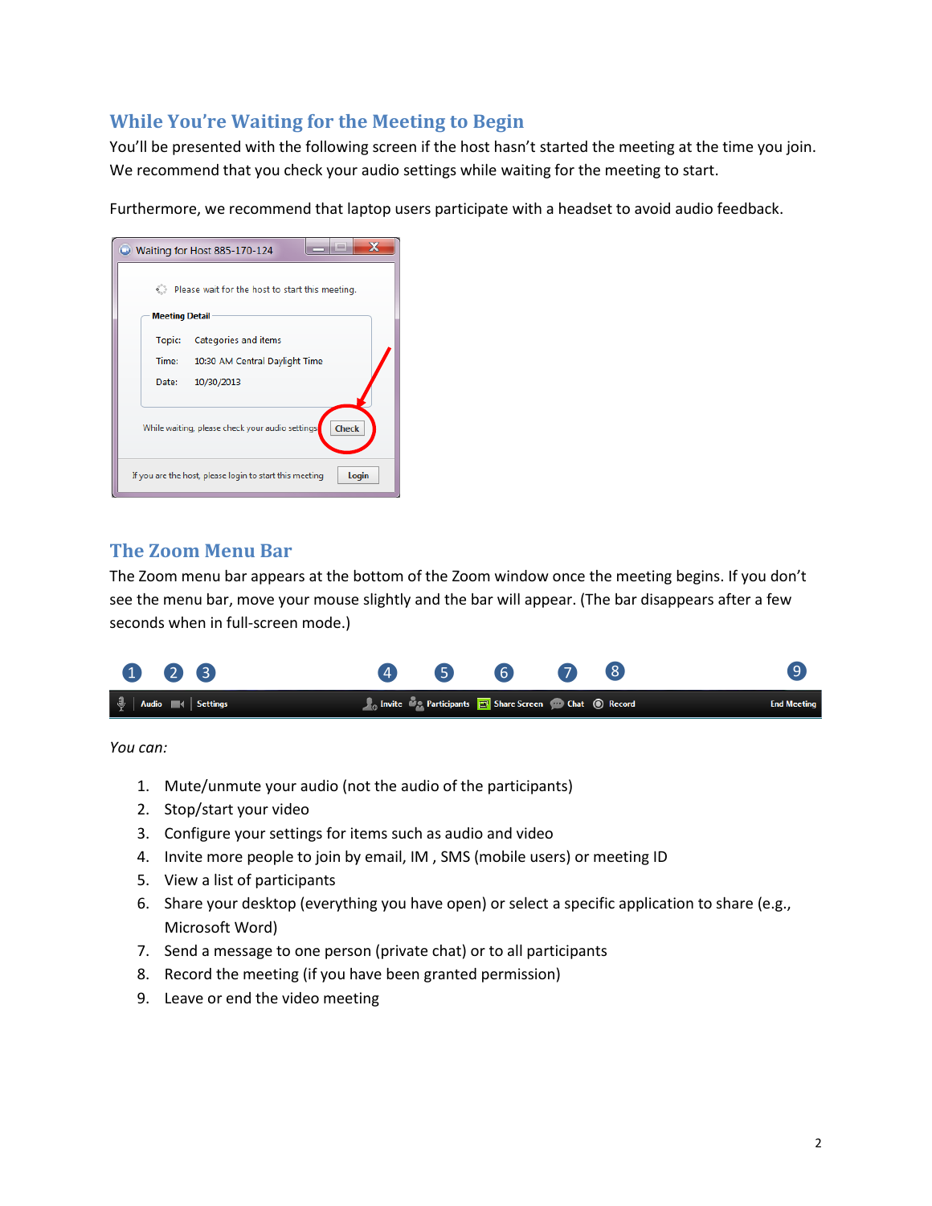## While You're Waiting for the Meeting to Begin

You'll be presented with the following screen if the host hasn't started the meeting at the time you join. We recommend that you check your audio settings while waiting for the meeting to start.

Furthermore, we recommend that laptop users participate with a headset to avoid audio feedback.

## The Zoom Menu Bar

The Zoom menu bar appears at the bottom of the Zoom window once the meeting begins. If you don't see the menu bar, move your mouse slightly and the bar will appear. (The bar disappears after a few seconds when in full-screen mode.)

*You can:*

1. Mute/unmute your audio (not the audio of the participants)
2. Stop/start your video
3. Configure your settings for items such as audio and video
4. Invite more people to join by email, IM , SMS (mobile users) or meeting ID
5. View a list of participants
6. Share your desktop (everything you have open) or select a specific application to share (e.g., Microsoft Word)
7. Send a message to one person (private chat) or to all participants
8. Record the meeting (if you have been granted permission)
9. Leave or end the video meeting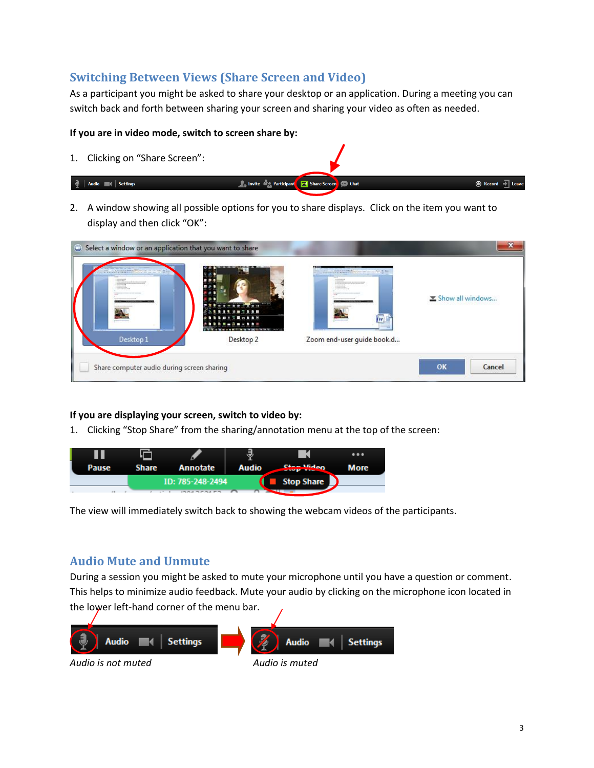## Switching Between Views (Share Screen and Video)

As a participant you might be asked to share your desktop or an application. During a meeting you can switch back and forth between sharing your screen and sharing your video as often as needed.

**If you are in video mode, switch to screen share by:**

1. Clicking on "Share Screen":
2. A window showing all possible options for you to share displays. Click on the item you want to display and then click "OK":

**If you are displaying your screen, switch to video by:**

1. Clicking "Stop Share" from the sharing/annotation menu at the top of the screen:

The view will immediately switch back to showing the webcam videos of the participants.

## Audio Mute and Unmute

During a session you might be asked to mute your microphone until you have a question or comment. This helps to minimize audio feedback. Mute your audio by clicking on the microphone icon located in the lower left-hand corner of the menu bar.

*Audio is not muted*

*Audio is muted*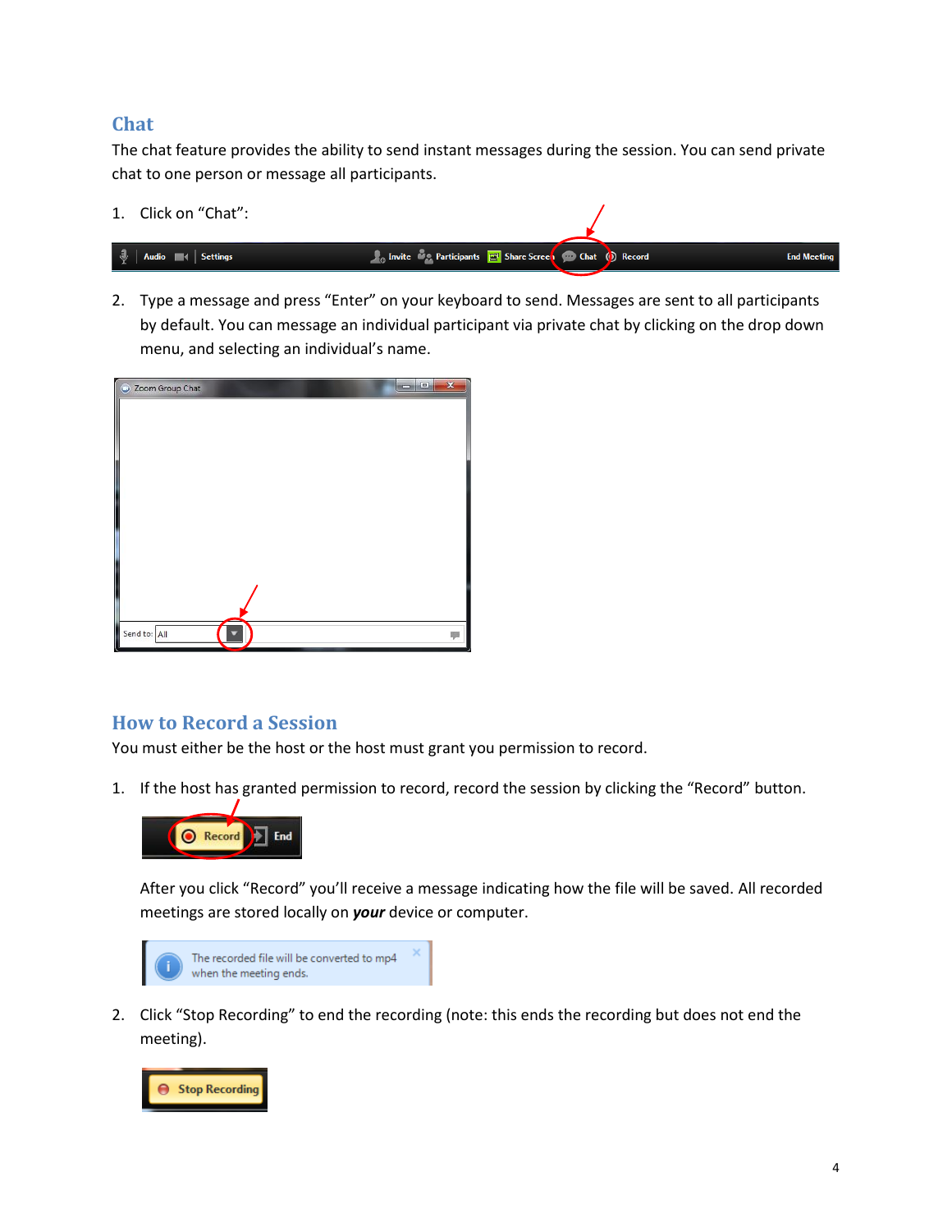## Chat

The chat feature provides the ability to send instant messages during the session. You can send private chat to one person or message all participants.

1. Click on "Chat":

2. Type a message and press "Enter" on your keyboard to send. Messages are sent to all participants by default. You can message an individual participant via private chat by clicking on the drop down menu, and selecting an individual's name.

## How to Record a Session

You must either be the host or the host must grant you permission to record.

1. If the host has granted permission to record, record the session by clicking the "Record" button.

   After you click "Record" you'll receive a message indicating how the file will be saved. All recorded meetings are stored locally on ***your*** device or computer.

2. Click "Stop Recording" to end the recording (note: this ends the recording but does not end the meeting).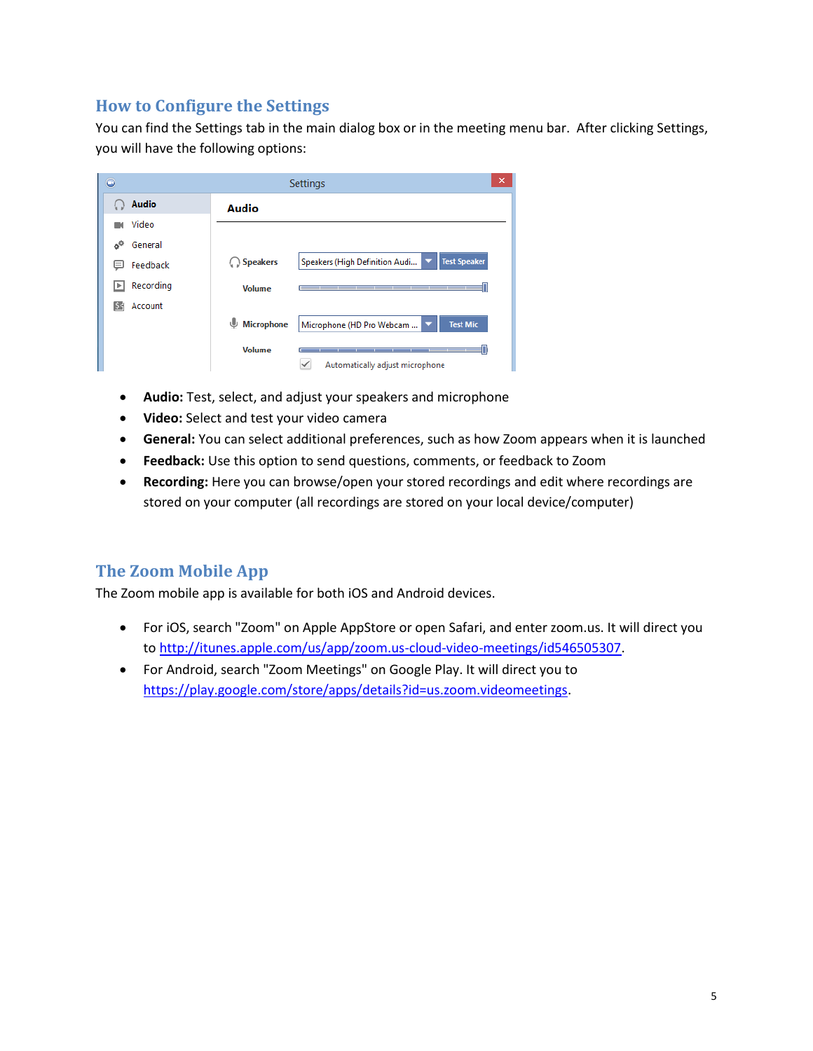## How to Configure the Settings

You can find the Settings tab in the main dialog box or in the meeting menu bar. After clicking Settings, you will have the following options:

- **Audio:** Test, select, and adjust your speakers and microphone
- **Video:** Select and test your video camera
- **General:** You can select additional preferences, such as how Zoom appears when it is launched
- **Feedback:** Use this option to send questions, comments, or feedback to Zoom
- **Recording:** Here you can browse/open your stored recordings and edit where recordings are stored on your computer (all recordings are stored on your local device/computer)

## The Zoom Mobile App

The Zoom mobile app is available for both iOS and Android devices.

- For iOS, search "Zoom" on Apple AppStore or open Safari, and enter zoom.us. It will direct you to http://itunes.apple.com/us/app/zoom.us-cloud-video-meetings/id546505307.
- For Android, search "Zoom Meetings" on Google Play. It will direct you to https://play.google.com/store/apps/details?id=us.zoom.videomeetings.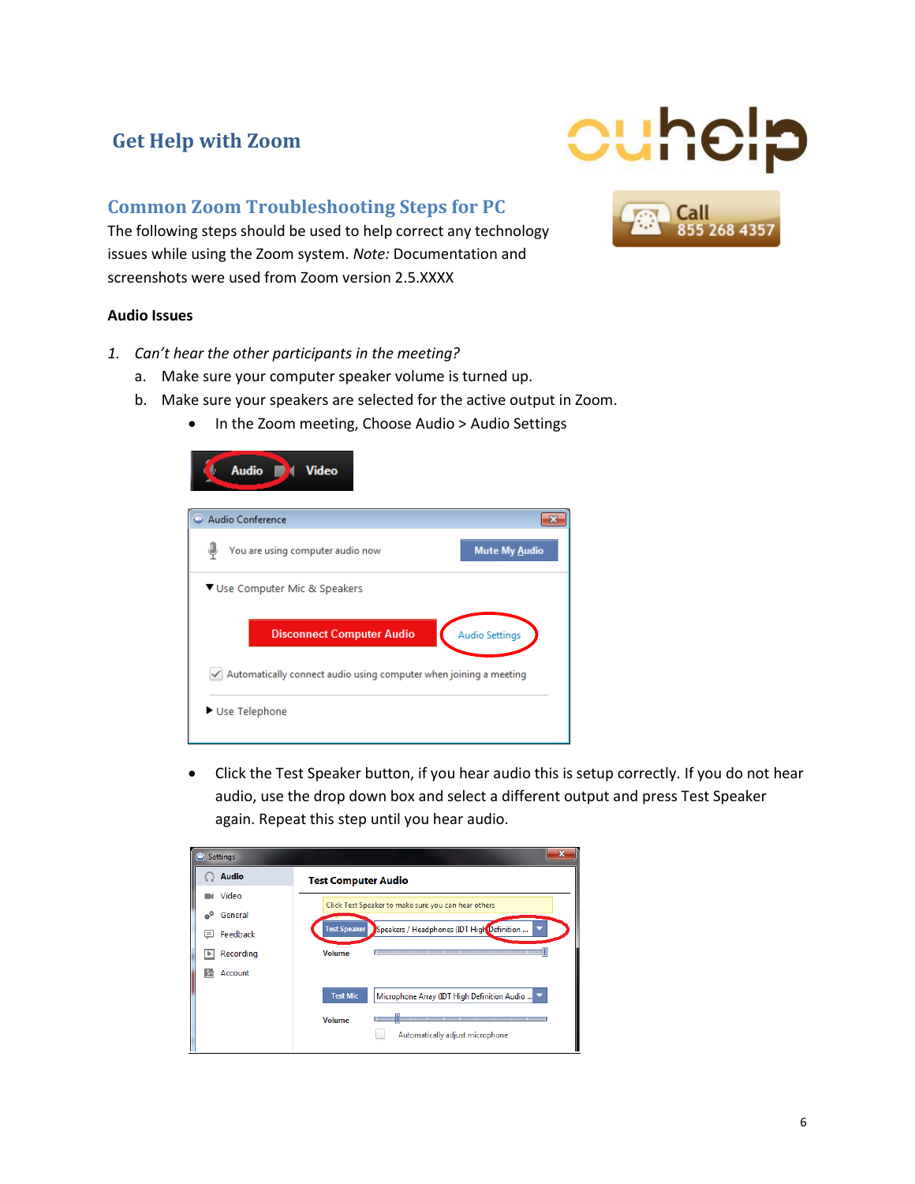# Get Help with Zoom

## Common Zoom Troubleshooting Steps for PC

The following steps should be used to help correct any technology issues while using the Zoom system. *Note:* Documentation and screenshots were used from Zoom version 2.5.XXXX

### Audio Issues

1. *Can't hear the other participants in the meeting?*
   a. Make sure your computer speaker volume is turned up.
   b. Make sure your speakers are selected for the active output in Zoom.
      - In the Zoom meeting, Choose Audio > Audio Settings
      - Click the Test Speaker button, if you hear audio this is setup correctly. If you do not hear audio, use the drop down box and select a different output and press Test Speaker again. Repeat this step until you hear audio.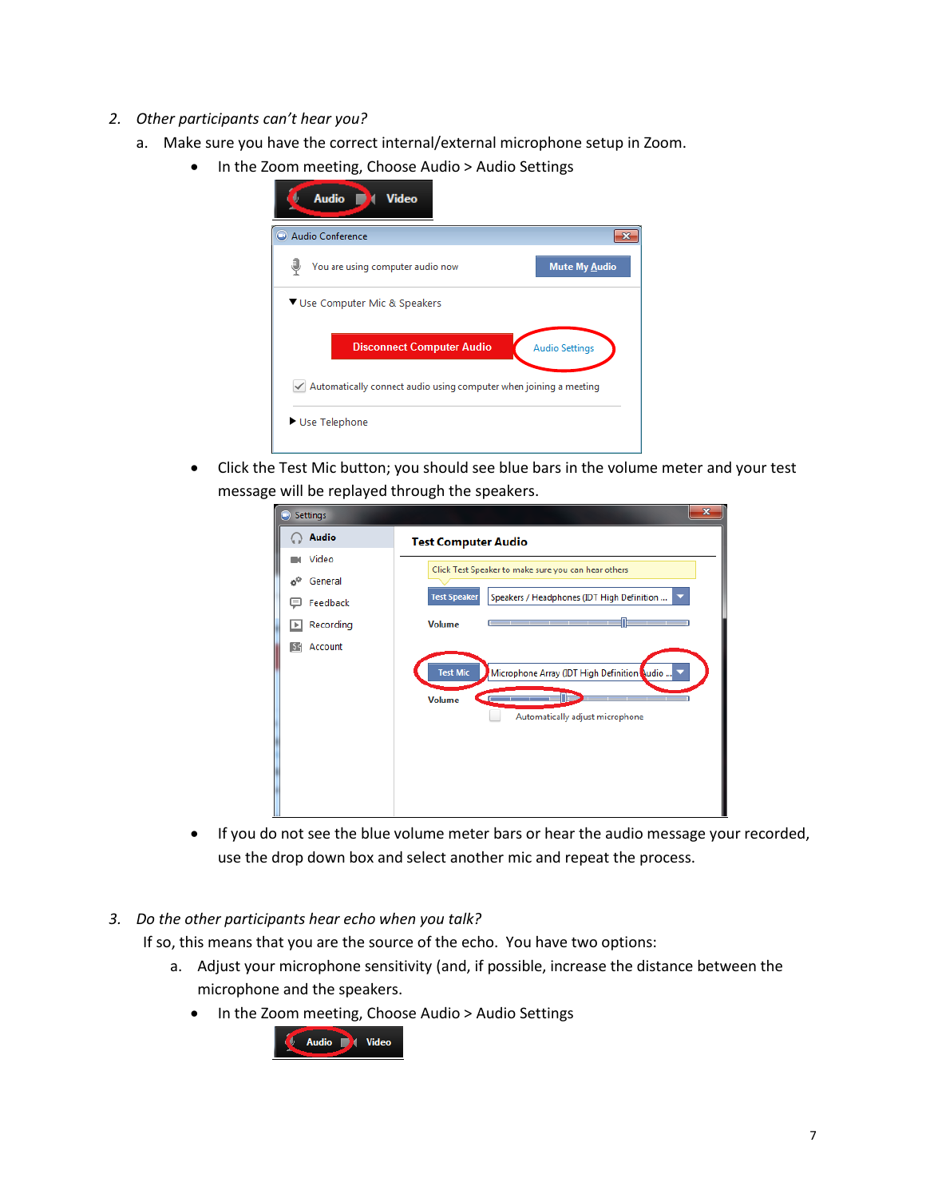2. *Other participants can't hear you?*

   a. Make sure you have the correct internal/external microphone setup in Zoom.

      - In the Zoom meeting, Choose Audio > Audio Settings
      - Click the Test Mic button; you should see blue bars in the volume meter and your test message will be replayed through the speakers.
      - If you do not see the blue volume meter bars or hear the audio message your recorded, use the drop down box and select another mic and repeat the process.

3. *Do the other participants hear echo when you talk?*

   If so, this means that you are the source of the echo. You have two options:

   a. Adjust your microphone sensitivity (and, if possible, increase the distance between the microphone and the speakers.

      - In the Zoom meeting, Choose Audio > Audio Settings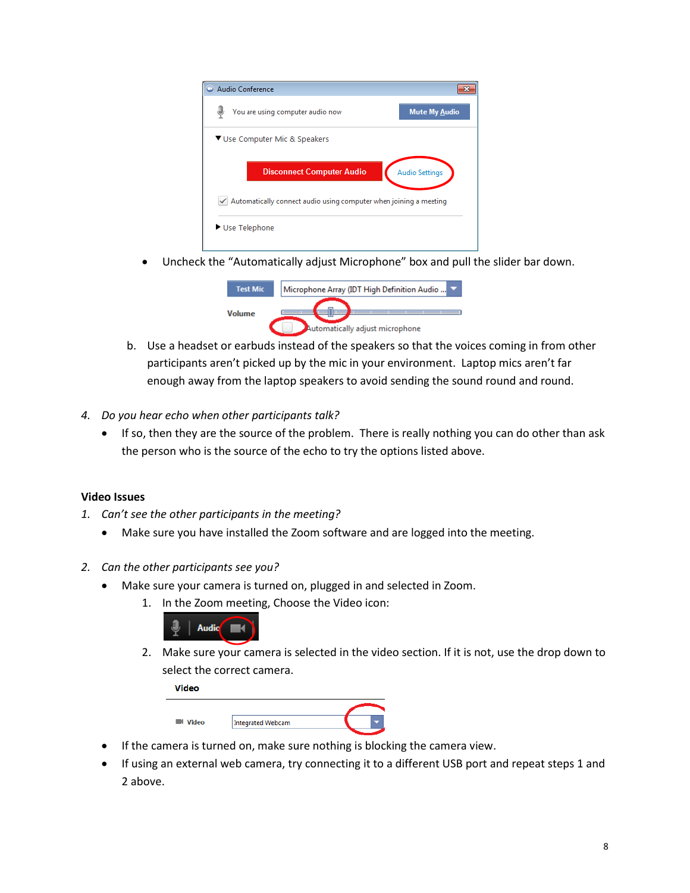- Uncheck the “Automatically adjust Microphone” box and pull the slider bar down.

b. Use a headset or earbuds instead of the speakers so that the voices coming in from other participants aren’t picked up by the mic in your environment. Laptop mics aren’t far enough away from the laptop speakers to avoid sending the sound round and round.

4. *Do you hear echo when other participants talk?*
   - If so, then they are the source of the problem. There is really nothing you can do other than ask the person who is the source of the echo to try the options listed above.

**Video Issues**

1. *Can’t see the other participants in the meeting?*
   - Make sure you have installed the Zoom software and are logged into the meeting.

2. *Can the other participants see you?*
   - Make sure your camera is turned on, plugged in and selected in Zoom.
     1. In the Zoom meeting, Choose the Video icon:
     2. Make sure your camera is selected in the video section. If it is not, use the drop down to select the correct camera.
   - If the camera is turned on, make sure nothing is blocking the camera view.
   - If using an external web camera, try connecting it to a different USB port and repeat steps 1 and 2 above.